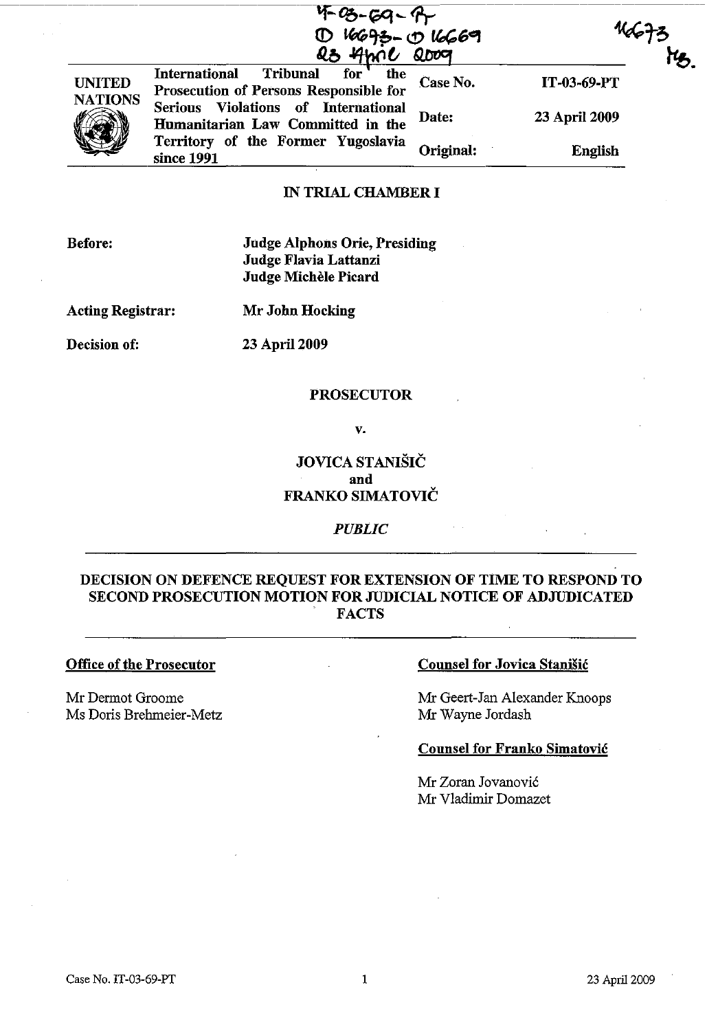IT-03-69-PT
D 16673 - D 16669
23 April 2009

16673
MB.

| UNITED NATIONS | International Tribunal for the Prosecution of Persons Responsible for Serious Violations of International Humanitarian Law Committed in the Territory of the Former Yugoslavia since 1991 | Case No. | IT-03-69-PT |
|---|---|---|---|
| | | Date: | 23 April 2009 |
| | | Original: | English |

## IN TRIAL CHAMBER I

**Before:** **Judge Alphons Orie, Presiding**
**Judge Flavia Lattanzi**
**Judge Michèle Picard**

**Acting Registrar:** **Mr John Hocking**

**Decision of:** **23 April 2009**

**PROSECUTOR**

**v.**

**JOVICA STANIŠIČ**
**and**
**FRANKO SIMATOVIČ**

***PUBLIC***

## DECISION ON DEFENCE REQUEST FOR EXTENSION OF TIME TO RESPOND TO SECOND PROSECUTION MOTION FOR JUDICIAL NOTICE OF ADJUDICATED FACTS

**Office of the Prosecutor**

Mr Dermot Groome
Ms Doris Brehmeier-Metz

**Counsel for Jovica Stanišić**

Mr Geert-Jan Alexander Knoops
Mr Wayne Jordash

**Counsel for Franko Simatović**

Mr Zoran Jovanović
Mr Vladimir Domazet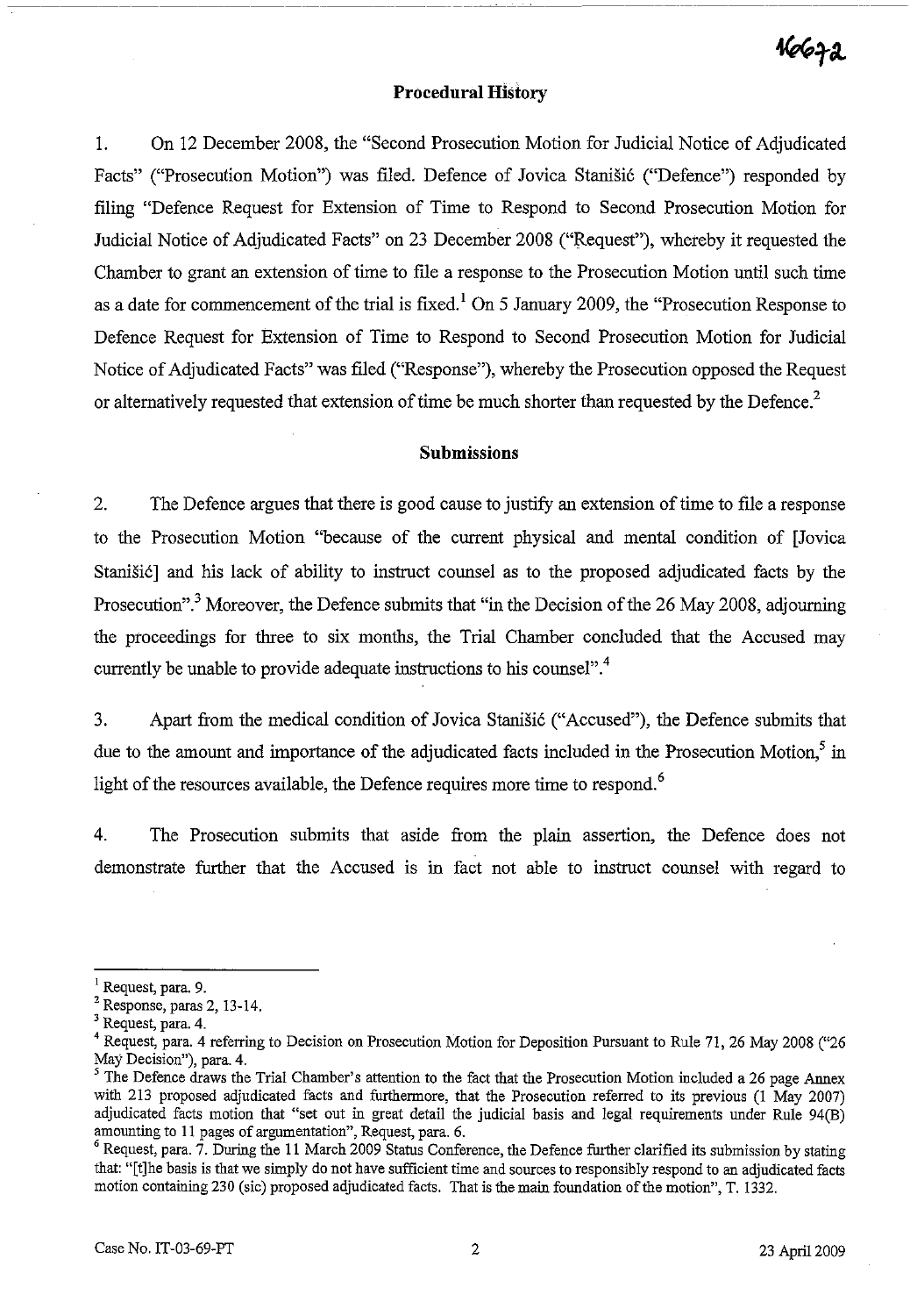## Procedural History

1. On 12 December 2008, the "Second Prosecution Motion for Judicial Notice of Adjudicated Facts" ("Prosecution Motion") was filed. Defence of Jovica Stanišić ("Defence") responded by filing "Defence Request for Extension of Time to Respond to Second Prosecution Motion for Judicial Notice of Adjudicated Facts" on 23 December 2008 ("Request"), whereby it requested the Chamber to grant an extension of time to file a response to the Prosecution Motion until such time as a date for commencement of the trial is fixed.[1] On 5 January 2009, the "Prosecution Response to Defence Request for Extension of Time to Respond to Second Prosecution Motion for Judicial Notice of Adjudicated Facts" was filed ("Response"), whereby the Prosecution opposed the Request or alternatively requested that extension of time be much shorter than requested by the Defence.[2]

## Submissions

2. The Defence argues that there is good cause to justify an extension of time to file a response to the Prosecution Motion "because of the current physical and mental condition of [Jovica Stanišić] and his lack of ability to instruct counsel as to the proposed adjudicated facts by the Prosecution".[3] Moreover, the Defence submits that "in the Decision of the 26 May 2008, adjourning the proceedings for three to six months, the Trial Chamber concluded that the Accused may currently be unable to provide adequate instructions to his counsel".[4]

3. Apart from the medical condition of Jovica Stanišić ("Accused"), the Defence submits that due to the amount and importance of the adjudicated facts included in the Prosecution Motion,[5] in light of the resources available, the Defence requires more time to respond.[6]

4. The Prosecution submits that aside from the plain assertion, the Defence does not demonstrate further that the Accused is in fact not able to instruct counsel with regard to

---

[1] Request, para. 9.

[2] Response, paras 2, 13-14.

[3] Request, para. 4.

[4] Request, para. 4 referring to Decision on Prosecution Motion for Deposition Pursuant to Rule 71, 26 May 2008 ("26 May Decision"), para. 4.

[5] The Defence draws the Trial Chamber's attention to the fact that the Prosecution Motion included a 26 page Annex with 213 proposed adjudicated facts and furthermore, that the Prosecution referred to its previous (1 May 2007) adjudicated facts motion that "set out in great detail the judicial basis and legal requirements under Rule 94(B) amounting to 11 pages of argumentation", Request, para. 6.

[6] Request, para. 7. During the 11 March 2009 Status Conference, the Defence further clarified its submission by stating that: "[t]he basis is that we simply do not have sufficient time and sources to responsibly respond to an adjudicated facts motion containing 230 (sic) proposed adjudicated facts. That is the main foundation of the motion", T. 1332.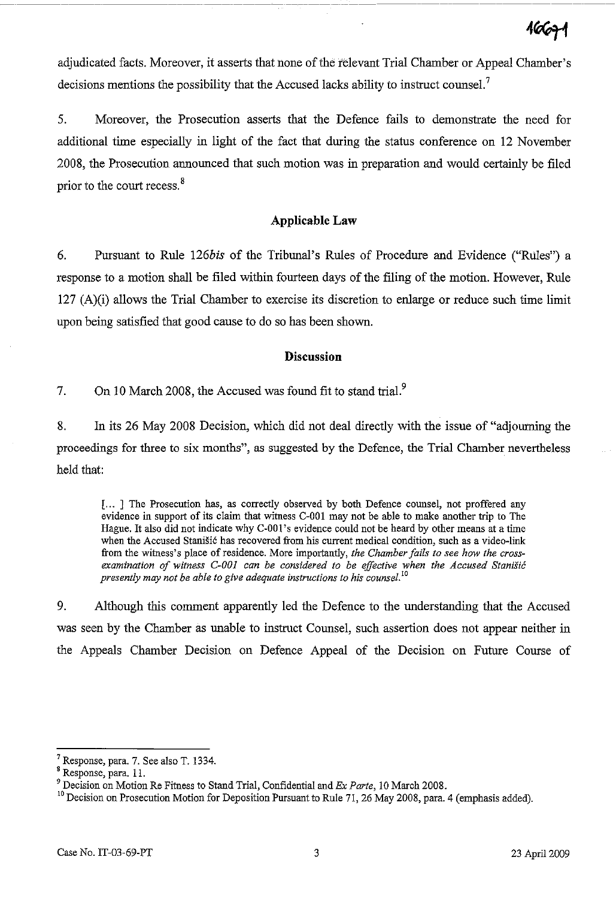adjudicated facts. Moreover, it asserts that none of the relevant Trial Chamber or Appeal Chamber's decisions mentions the possibility that the Accused lacks ability to instruct counsel.[7]

5. Moreover, the Prosecution asserts that the Defence fails to demonstrate the need for additional time especially in light of the fact that during the status conference on 12 November 2008, the Prosecution announced that such motion was in preparation and would certainly be filed prior to the court recess.[8]

### Applicable Law

6. Pursuant to Rule 126*bis* of the Tribunal's Rules of Procedure and Evidence ("Rules") a response to a motion shall be filed within fourteen days of the filing of the motion. However, Rule 127 (A)(i) allows the Trial Chamber to exercise its discretion to enlarge or reduce such time limit upon being satisfied that good cause to do so has been shown.

### Discussion

7. On 10 March 2008, the Accused was found fit to stand trial.[9]

8. In its 26 May 2008 Decision, which did not deal directly with the issue of "adjourning the proceedings for three to six months", as suggested by the Defence, the Trial Chamber nevertheless held that:

> [... ] The Prosecution has, as correctly observed by both Defence counsel, not proffered any evidence in support of its claim that witness C-001 may not be able to make another trip to The Hague. It also did not indicate why C-001's evidence could not be heard by other means at a time when the Accused Stanišić has recovered from his current medical condition, such as a video-link from the witness's place of residence. More importantly, *the Chamber fails to see how the cross-examination of witness C-001 can be considered to be effective when the Accused Stanišić presently may not be able to give adequate instructions to his counsel.*[10]

9. Although this comment apparently led the Defence to the understanding that the Accused was seen by the Chamber as unable to instruct Counsel, such assertion does not appear neither in the Appeals Chamber Decision on Defence Appeal of the Decision on Future Course of

---

[7] Response, para. 7. See also T. 1334.

[8] Response, para. 11.

[9] Decision on Motion Re Fitness to Stand Trial, Confidential and *Ex Parte*, 10 March 2008.

[10] Decision on Prosecution Motion for Deposition Pursuant to Rule 71, 26 May 2008, para. 4 (emphasis added).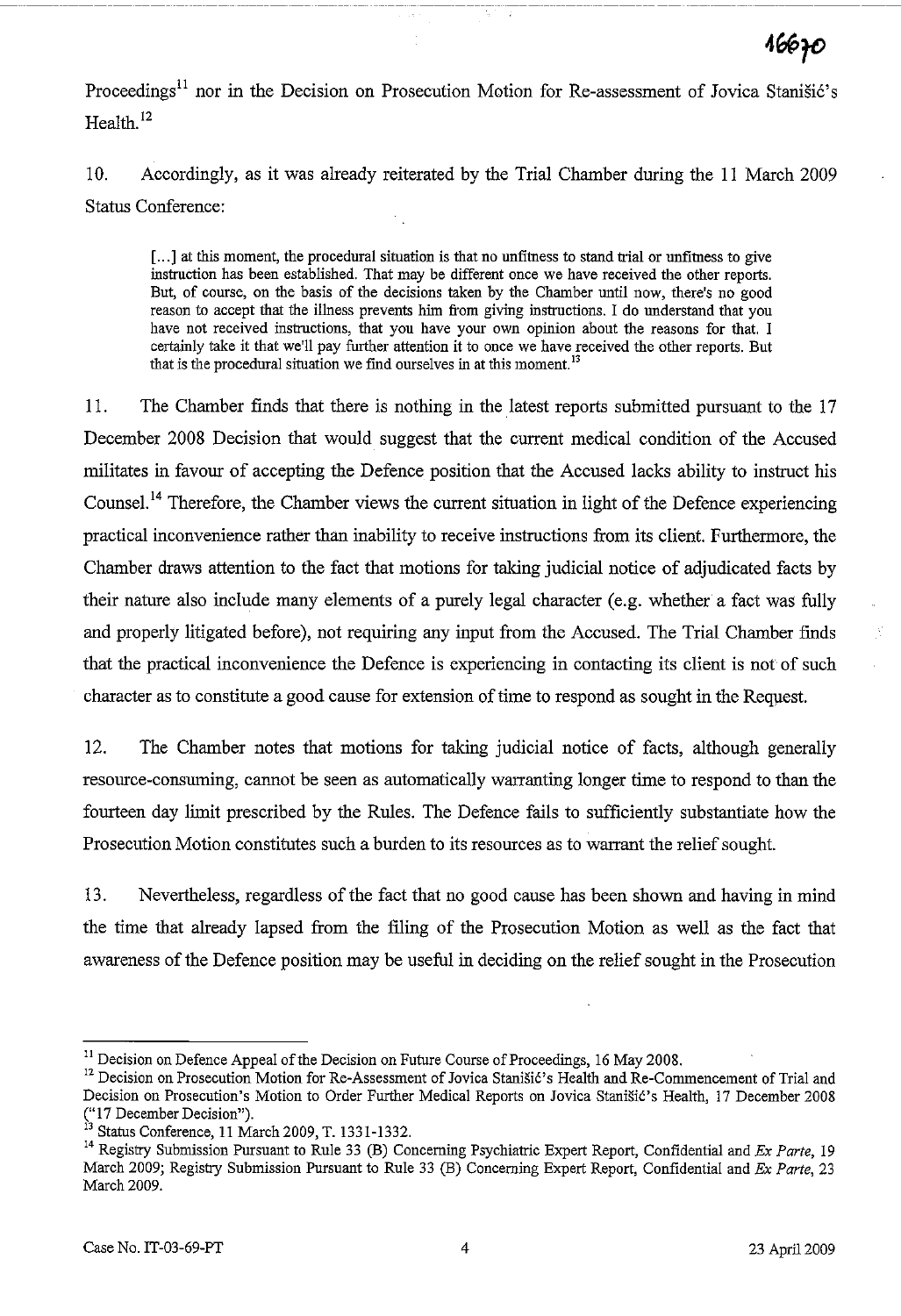Proceedings[11] nor in the Decision on Prosecution Motion for Re-assessment of Jovica Stanišić's Health.[12]

10. Accordingly, as it was already reiterated by the Trial Chamber during the 11 March 2009 Status Conference:

> [...] at this moment, the procedural situation is that no unfitness to stand trial or unfitness to give instruction has been established. That may be different once we have received the other reports. But, of course, on the basis of the decisions taken by the Chamber until now, there's no good reason to accept that the illness prevents him from giving instructions. I do understand that you have not received instructions, that you have your own opinion about the reasons for that. I certainly take it that we'll pay further attention it to once we have received the other reports. But that is the procedural situation we find ourselves in at this moment.[13]

11. The Chamber finds that there is nothing in the latest reports submitted pursuant to the 17 December 2008 Decision that would suggest that the current medical condition of the Accused militates in favour of accepting the Defence position that the Accused lacks ability to instruct his Counsel.[14] Therefore, the Chamber views the current situation in light of the Defence experiencing practical inconvenience rather than inability to receive instructions from its client. Furthermore, the Chamber draws attention to the fact that motions for taking judicial notice of adjudicated facts by their nature also include many elements of a purely legal character (e.g. whether a fact was fully and properly litigated before), not requiring any input from the Accused. The Trial Chamber finds that the practical inconvenience the Defence is experiencing in contacting its client is not of such character as to constitute a good cause for extension of time to respond as sought in the Request.

12. The Chamber notes that motions for taking judicial notice of facts, although generally resource-consuming, cannot be seen as automatically warranting longer time to respond to than the fourteen day limit prescribed by the Rules. The Defence fails to sufficiently substantiate how the Prosecution Motion constitutes such a burden to its resources as to warrant the relief sought.

13. Nevertheless, regardless of the fact that no good cause has been shown and having in mind the time that already lapsed from the filing of the Prosecution Motion as well as the fact that awareness of the Defence position may be useful in deciding on the relief sought in the Prosecution

---

[11] Decision on Defence Appeal of the Decision on Future Course of Proceedings, 16 May 2008.

[12] Decision on Prosecution Motion for Re-Assessment of Jovica Stanišić's Health and Re-Commencement of Trial and Decision on Prosecution's Motion to Order Further Medical Reports on Jovica Stanišić's Health, 17 December 2008 ("17 December Decision").

[13] Status Conference, 11 March 2009, T. 1331-1332.

[14] Registry Submission Pursuant to Rule 33 (B) Concerning Psychiatric Expert Report, Confidential and *Ex Parte*, 19 March 2009; Registry Submission Pursuant to Rule 33 (B) Concerning Expert Report, Confidential and *Ex Parte*, 23 March 2009.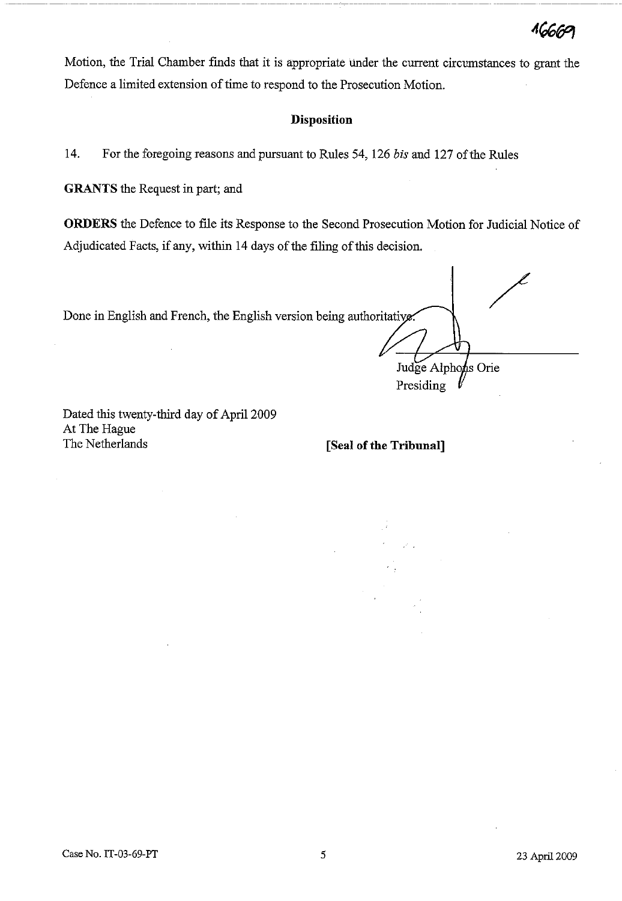Motion, the Trial Chamber finds that it is appropriate under the current circumstances to grant the Defence a limited extension of time to respond to the Prosecution Motion.

**Disposition**

14. For the foregoing reasons and pursuant to Rules 54, 126 *bis* and 127 of the Rules

**GRANTS** the Request in part; and

**ORDERS** the Defence to file its Response to the Second Prosecution Motion for Judicial Notice of Adjudicated Facts, if any, within 14 days of the filing of this decision.

Done in English and French, the English version being authoritative.

Judge Alphons Orie
Presiding

Dated this twenty-third day of April 2009
At The Hague
The Netherlands

**[Seal of the Tribunal]**